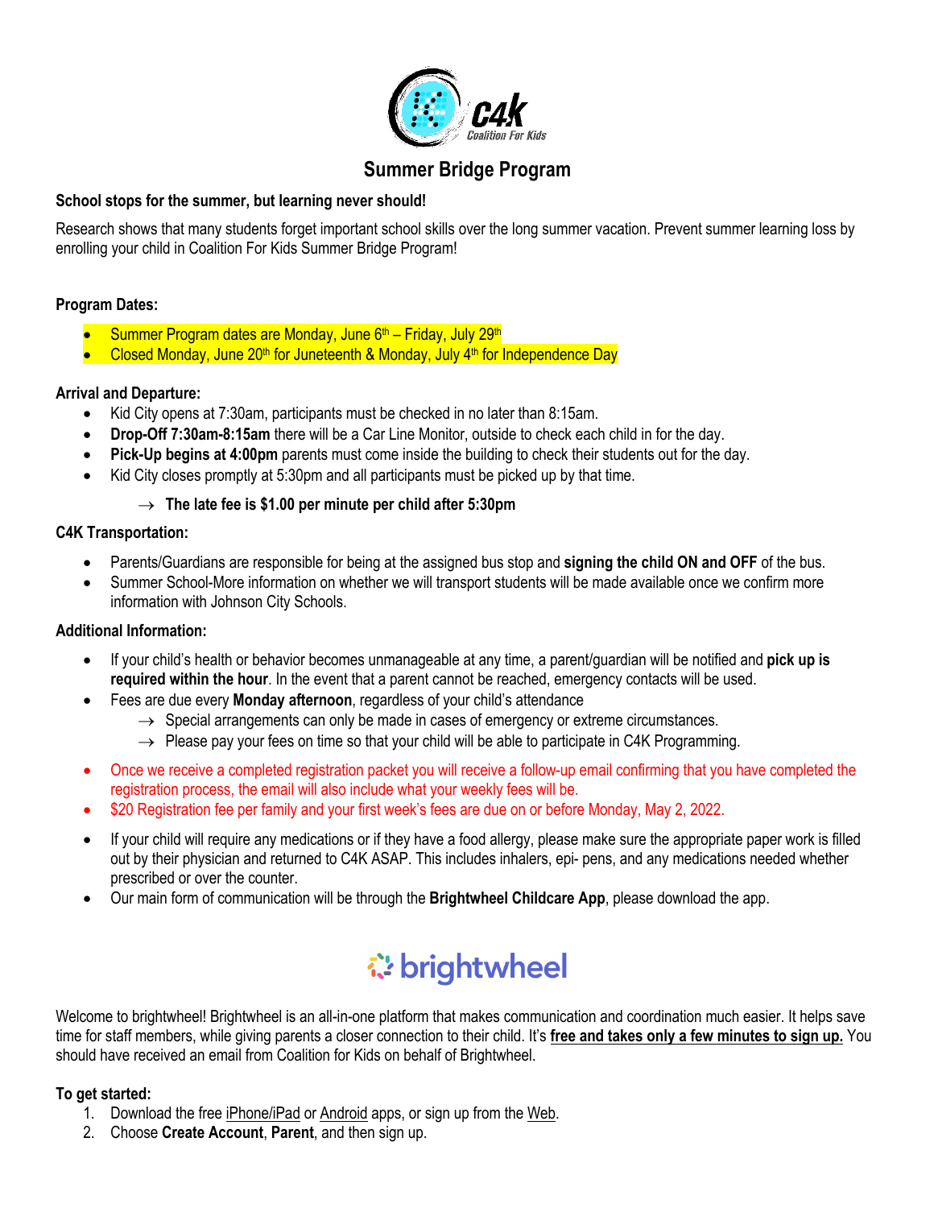C4K Coalition For Kids

# Summer Bridge Program

**School stops for the summer, but learning never should!**

Research shows that many students forget important school skills over the long summer vacation. Prevent summer learning loss by enrolling your child in Coalition For Kids Summer Bridge Program!

**Program Dates:**

- Summer Program dates are Monday, June 6th – Friday, July 29th
- Closed Monday, June 20th for Juneteenth & Monday, July 4th for Independence Day

**Arrival and Departure:**

- Kid City opens at 7:30am, participants must be checked in no later than 8:15am.
- **Drop-Off 7:30am-8:15am** there will be a Car Line Monitor, outside to check each child in for the day.
- **Pick-Up begins at 4:00pm** parents must come inside the building to check their students out for the day.
- Kid City closes promptly at 5:30pm and all participants must be picked up by that time.
  - → **The late fee is $1.00 per minute per child after 5:30pm**

**C4K Transportation:**

- Parents/Guardians are responsible for being at the assigned bus stop and **signing the child ON and OFF** of the bus.
- Summer School-More information on whether we will transport students will be made available once we confirm more information with Johnson City Schools.

**Additional Information:**

- If your child's health or behavior becomes unmanageable at any time, a parent/guardian will be notified and **pick up is required within the hour**. In the event that a parent cannot be reached, emergency contacts will be used.
- Fees are due every **Monday afternoon**, regardless of your child's attendance
  - → Special arrangements can only be made in cases of emergency or extreme circumstances.
  - → Please pay your fees on time so that your child will be able to participate in C4K Programming.
- Once we receive a completed registration packet you will receive a follow-up email confirming that you have completed the registration process, the email will also include what your weekly fees will be.
- $20 Registration fee per family and your first week's fees are due on or before Monday, May 2, 2022.
- If your child will require any medications or if they have a food allergy, please make sure the appropriate paper work is filled out by their physician and returned to C4K ASAP. This includes inhalers, epi- pens, and any medications needed whether prescribed or over the counter.
- Our main form of communication will be through the **Brightwheel Childcare App**, please download the app.

brightwheel

Welcome to brightwheel! Brightwheel is an all-in-one platform that makes communication and coordination much easier. It helps save time for staff members, while giving parents a closer connection to their child. It's **free and takes only a few minutes to sign up.** You should have received an email from Coalition for Kids on behalf of Brightwheel.

**To get started:**

1. Download the free iPhone/iPad or Android apps, or sign up from the Web.
2. Choose **Create Account**, **Parent**, and then sign up.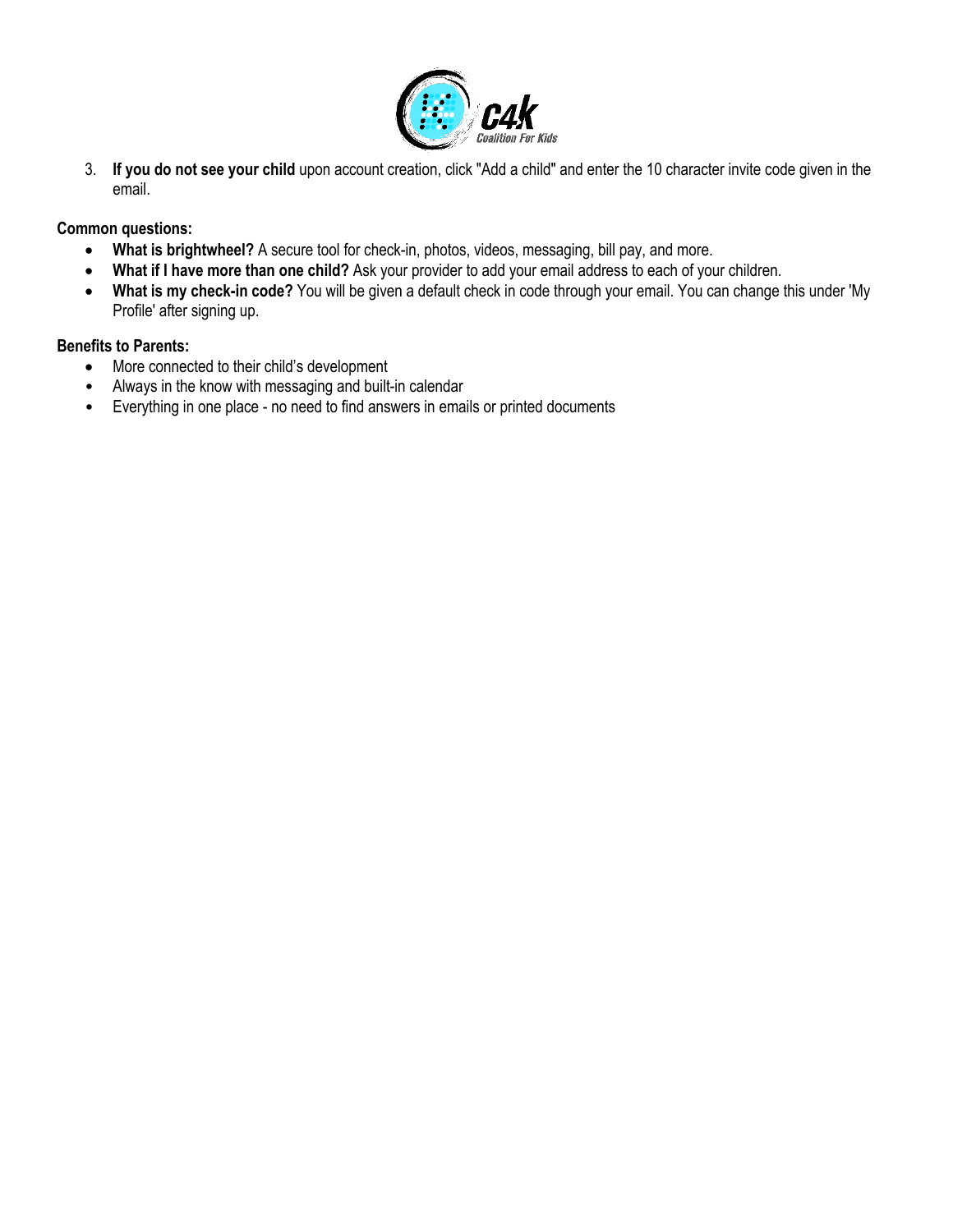3. **If you do not see your child** upon account creation, click "Add a child" and enter the 10 character invite code given in the email.

**Common questions:**

- **What is brightwheel?** A secure tool for check-in, photos, videos, messaging, bill pay, and more.
- **What if I have more than one child?** Ask your provider to add your email address to each of your children.
- **What is my check-in code?** You will be given a default check in code through your email. You can change this under 'My Profile' after signing up.

**Benefits to Parents:**

- More connected to their child's development
- Always in the know with messaging and built-in calendar
- Everything in one place - no need to find answers in emails or printed documents